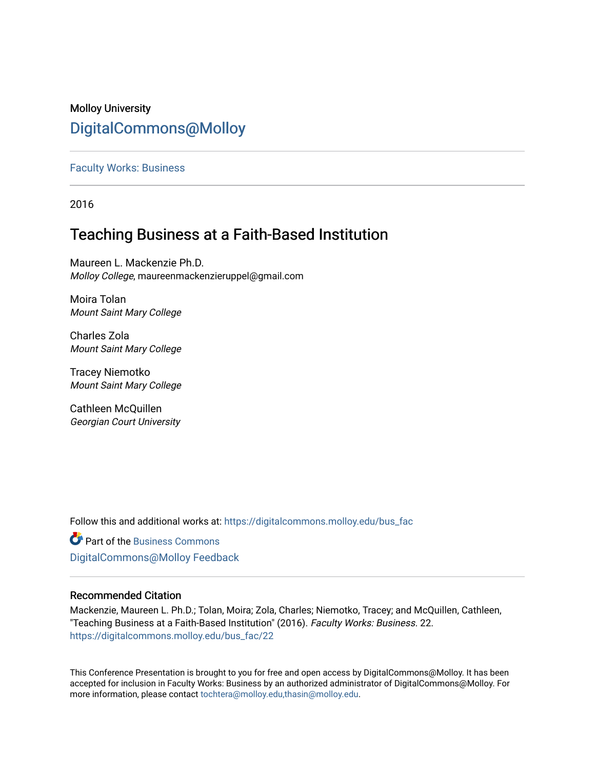Molloy University

DigitalCommons@Molloy

Faculty Works: Business

2016

# Teaching Business at a Faith-Based Institution

Maureen L. Mackenzie Ph.D.
*Molloy College*, maureenmackenzieruppel@gmail.com

Moira Tolan
*Mount Saint Mary College*

Charles Zola
*Mount Saint Mary College*

Tracey Niemotko
*Mount Saint Mary College*

Cathleen McQuillen
*Georgian Court University*

Follow this and additional works at: https://digitalcommons.molloy.edu/bus_fac

Part of the Business Commons

DigitalCommons@Molloy Feedback

## Recommended Citation

Mackenzie, Maureen L. Ph.D.; Tolan, Moira; Zola, Charles; Niemotko, Tracey; and McQuillen, Cathleen, "Teaching Business at a Faith-Based Institution" (2016). *Faculty Works: Business*. 22.
https://digitalcommons.molloy.edu/bus_fac/22

This Conference Presentation is brought to you for free and open access by DigitalCommons@Molloy. It has been accepted for inclusion in Faculty Works: Business by an authorized administrator of DigitalCommons@Molloy. For more information, please contact tochtera@molloy.edu,thasin@molloy.edu.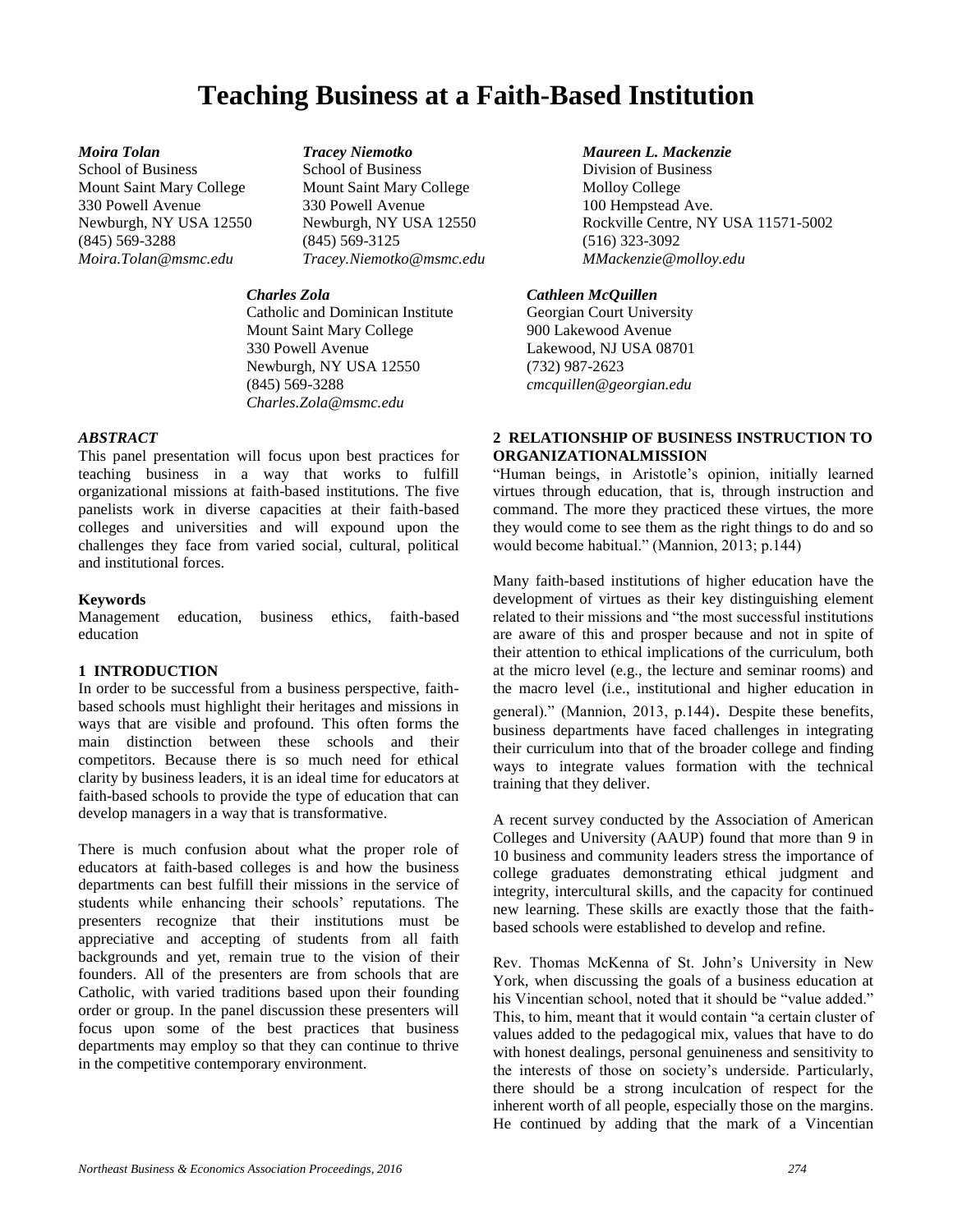# Teaching Business at a Faith-Based Institution

***Moira Tolan***
School of Business
Mount Saint Mary College
330 Powell Avenue
Newburgh, NY USA 12550
(845) 569-3288
*Moira.Tolan@msmc.edu*

***Tracey Niemotko***
School of Business
Mount Saint Mary College
330 Powell Avenue
Newburgh, NY USA 12550
(845) 569-3125
*Tracey.Niemotko@msmc.edu*

***Maureen L. Mackenzie***
Division of Business
Molloy College
100 Hempstead Ave.
Rockville Centre, NY USA 11571-5002
(516) 323-3092
*MMackenzie@molloy.edu*

***Charles Zola***
Catholic and Dominican Institute
Mount Saint Mary College
330 Powell Avenue
Newburgh, NY USA 12550
(845) 569-3288
*Charles.Zola@msmc.edu*

***Cathleen McQuillen***
Georgian Court University
900 Lakewood Avenue
Lakewood, NJ USA 08701
(732) 987-2623
*cmcquillen@georgian.edu*

### *ABSTRACT*

This panel presentation will focus upon best practices for teaching business in a way that works to fulfill organizational missions at faith-based institutions. The five panelists work in diverse capacities at their faith-based colleges and universities and will expound upon the challenges they face from varied social, cultural, political and institutional forces.

### Keywords

Management education, business ethics, faith-based education

## 1 INTRODUCTION

In order to be successful from a business perspective, faith-based schools must highlight their heritages and missions in ways that are visible and profound. This often forms the main distinction between these schools and their competitors. Because there is so much need for ethical clarity by business leaders, it is an ideal time for educators at faith-based schools to provide the type of education that can develop managers in a way that is transformative.

There is much confusion about what the proper role of educators at faith-based colleges is and how the business departments can best fulfill their missions in the service of students while enhancing their schools' reputations. The presenters recognize that their institutions must be appreciative and accepting of students from all faith backgrounds and yet, remain true to the vision of their founders. All of the presenters are from schools that are Catholic, with varied traditions based upon their founding order or group. In the panel discussion these presenters will focus upon some of the best practices that business departments may employ so that they can continue to thrive in the competitive contemporary environment.

## 2 RELATIONSHIP OF BUSINESS INSTRUCTION TO ORGANIZATIONALMISSION

"Human beings, in Aristotle's opinion, initially learned virtues through education, that is, through instruction and command. The more they practiced these virtues, the more they would come to see them as the right things to do and so would become habitual." (Mannion, 2013; p.144)

Many faith-based institutions of higher education have the development of virtues as their key distinguishing element related to their missions and "the most successful institutions are aware of this and prosper because and not in spite of their attention to ethical implications of the curriculum, both at the micro level (e.g., the lecture and seminar rooms) and the macro level (i.e., institutional and higher education in general)." (Mannion, 2013, p.144). Despite these benefits, business departments have faced challenges in integrating their curriculum into that of the broader college and finding ways to integrate values formation with the technical training that they deliver.

A recent survey conducted by the Association of American Colleges and University (AAUP) found that more than 9 in 10 business and community leaders stress the importance of college graduates demonstrating ethical judgment and integrity, intercultural skills, and the capacity for continued new learning. These skills are exactly those that the faith-based schools were established to develop and refine.

Rev. Thomas McKenna of St. John's University in New York, when discussing the goals of a business education at his Vincentian school, noted that it should be "value added." This, to him, meant that it would contain "a certain cluster of values added to the pedagogical mix, values that have to do with honest dealings, personal genuineness and sensitivity to the interests of those on society's underside. Particularly, there should be a strong inculcation of respect for the inherent worth of all people, especially those on the margins. He continued by adding that the mark of a Vincentian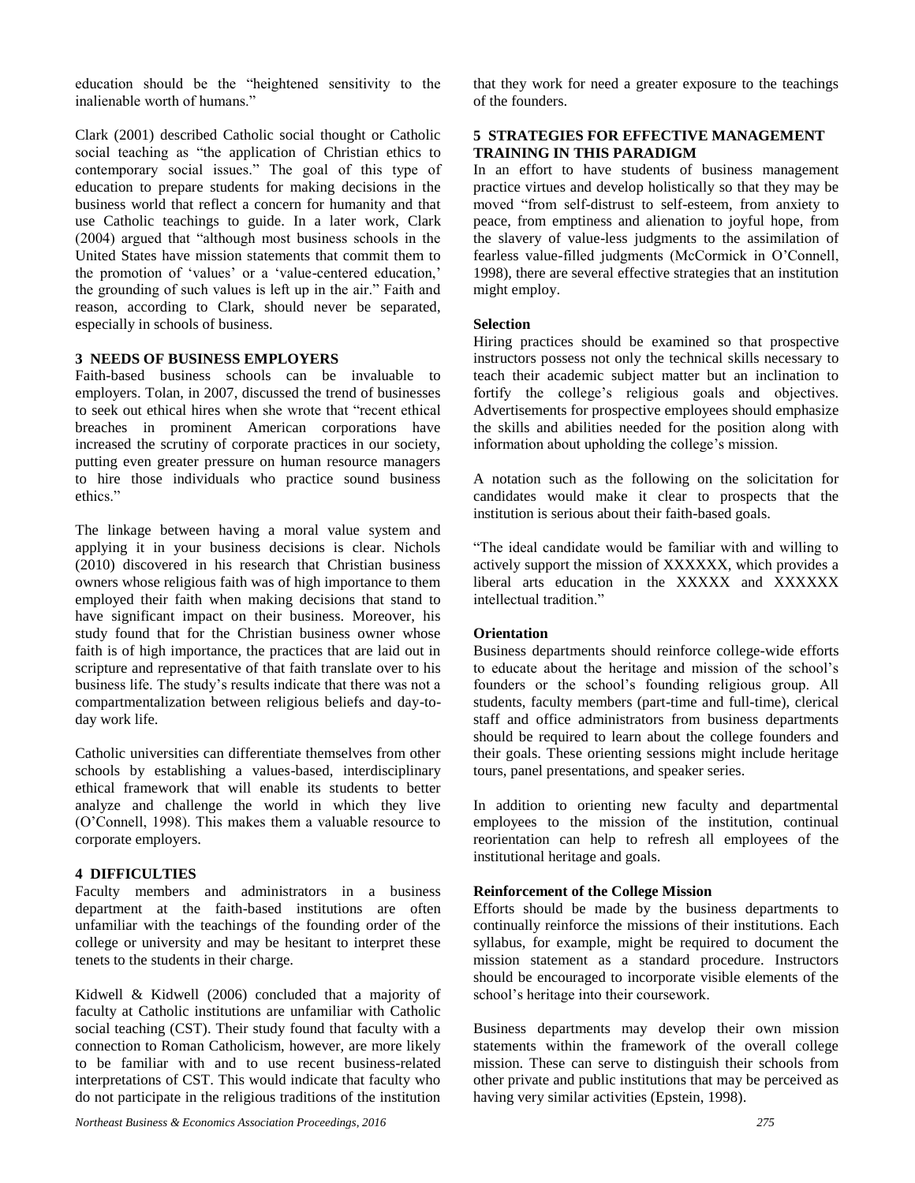education should be the "heightened sensitivity to the inalienable worth of humans."

Clark (2001) described Catholic social thought or Catholic social teaching as "the application of Christian ethics to contemporary social issues." The goal of this type of education to prepare students for making decisions in the business world that reflect a concern for humanity and that use Catholic teachings to guide. In a later work, Clark (2004) argued that "although most business schools in the United States have mission statements that commit them to the promotion of 'values' or a 'value-centered education,' the grounding of such values is left up in the air." Faith and reason, according to Clark, should never be separated, especially in schools of business.

## 3 NEEDS OF BUSINESS EMPLOYERS

Faith-based business schools can be invaluable to employers. Tolan, in 2007, discussed the trend of businesses to seek out ethical hires when she wrote that "recent ethical breaches in prominent American corporations have increased the scrutiny of corporate practices in our society, putting even greater pressure on human resource managers to hire those individuals who practice sound business ethics."

The linkage between having a moral value system and applying it in your business decisions is clear. Nichols (2010) discovered in his research that Christian business owners whose religious faith was of high importance to them employed their faith when making decisions that stand to have significant impact on their business. Moreover, his study found that for the Christian business owner whose faith is of high importance, the practices that are laid out in scripture and representative of that faith translate over to his business life. The study's results indicate that there was not a compartmentalization between religious beliefs and day-to-day work life.

Catholic universities can differentiate themselves from other schools by establishing a values-based, interdisciplinary ethical framework that will enable its students to better analyze and challenge the world in which they live (O'Connell, 1998). This makes them a valuable resource to corporate employers.

## 4 DIFFICULTIES

Faculty members and administrators in a business department at the faith-based institutions are often unfamiliar with the teachings of the founding order of the college or university and may be hesitant to interpret these tenets to the students in their charge.

Kidwell & Kidwell (2006) concluded that a majority of faculty at Catholic institutions are unfamiliar with Catholic social teaching (CST). Their study found that faculty with a connection to Roman Catholicism, however, are more likely to be familiar with and to use recent business-related interpretations of CST. This would indicate that faculty who do not participate in the religious traditions of the institution that they work for need a greater exposure to the teachings of the founders.

## 5 STRATEGIES FOR EFFECTIVE MANAGEMENT TRAINING IN THIS PARADIGM

In an effort to have students of business management practice virtues and develop holistically so that they may be moved "from self-distrust to self-esteem, from anxiety to peace, from emptiness and alienation to joyful hope, from the slavery of value-less judgments to the assimilation of fearless value-filled judgments (McCormick in O'Connell, 1998), there are several effective strategies that an institution might employ.

**Selection**

Hiring practices should be examined so that prospective instructors possess not only the technical skills necessary to teach their academic subject matter but an inclination to fortify the college's religious goals and objectives. Advertisements for prospective employees should emphasize the skills and abilities needed for the position along with information about upholding the college's mission.

A notation such as the following on the solicitation for candidates would make it clear to prospects that the institution is serious about their faith-based goals.

"The ideal candidate would be familiar with and willing to actively support the mission of XXXXXX, which provides a liberal arts education in the XXXXX and XXXXXX intellectual tradition."

**Orientation**

Business departments should reinforce college-wide efforts to educate about the heritage and mission of the school's founders or the school's founding religious group. All students, faculty members (part-time and full-time), clerical staff and office administrators from business departments should be required to learn about the college founders and their goals. These orienting sessions might include heritage tours, panel presentations, and speaker series.

In addition to orienting new faculty and departmental employees to the mission of the institution, continual reorientation can help to refresh all employees of the institutional heritage and goals.

**Reinforcement of the College Mission**

Efforts should be made by the business departments to continually reinforce the missions of their institutions. Each syllabus, for example, might be required to document the mission statement as a standard procedure. Instructors should be encouraged to incorporate visible elements of the school's heritage into their coursework.

Business departments may develop their own mission statements within the framework of the overall college mission. These can serve to distinguish their schools from other private and public institutions that may be perceived as having very similar activities (Epstein, 1998).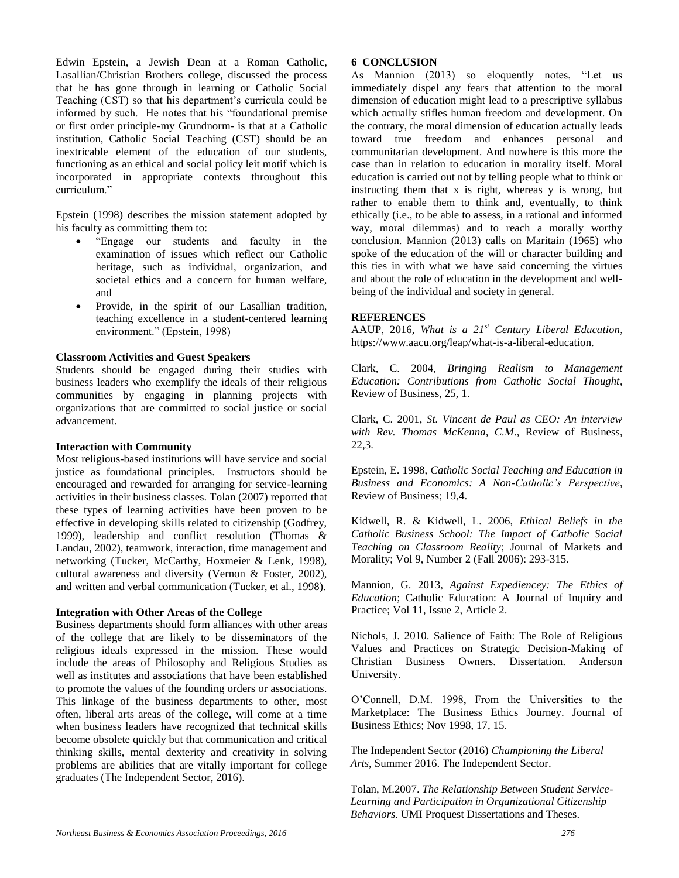Edwin Epstein, a Jewish Dean at a Roman Catholic, Lasallian/Christian Brothers college, discussed the process that he has gone through in learning or Catholic Social Teaching (CST) so that his department's curricula could be informed by such. He notes that his "foundational premise or first order principle-my Grundnorm- is that at a Catholic institution, Catholic Social Teaching (CST) should be an inextricable element of the education of our students, functioning as an ethical and social policy leit motif which is incorporated in appropriate contexts throughout this curriculum."

Epstein (1998) describes the mission statement adopted by his faculty as committing them to:

- "Engage our students and faculty in the examination of issues which reflect our Catholic heritage, such as individual, organization, and societal ethics and a concern for human welfare, and
- Provide, in the spirit of our Lasallian tradition, teaching excellence in a student-centered learning environment." (Epstein, 1998)

**Classroom Activities and Guest Speakers**

Students should be engaged during their studies with business leaders who exemplify the ideals of their religious communities by engaging in planning projects with organizations that are committed to social justice or social advancement.

**Interaction with Community**

Most religious-based institutions will have service and social justice as foundational principles. Instructors should be encouraged and rewarded for arranging for service-learning activities in their business classes. Tolan (2007) reported that these types of learning activities have been proven to be effective in developing skills related to citizenship (Godfrey, 1999), leadership and conflict resolution (Thomas & Landau, 2002), teamwork, interaction, time management and networking (Tucker, McCarthy, Hoxmeier & Lenk, 1998), cultural awareness and diversity (Vernon & Foster, 2002), and written and verbal communication (Tucker, et al., 1998).

**Integration with Other Areas of the College**

Business departments should form alliances with other areas of the college that are likely to be disseminators of the religious ideals expressed in the mission. These would include the areas of Philosophy and Religious Studies as well as institutes and associations that have been established to promote the values of the founding orders or associations. This linkage of the business departments to other, most often, liberal arts areas of the college, will come at a time when business leaders have recognized that technical skills become obsolete quickly but that communication and critical thinking skills, mental dexterity and creativity in solving problems are abilities that are vitally important for college graduates (The Independent Sector, 2016).

## 6 CONCLUSION

As Mannion (2013) so eloquently notes, "Let us immediately dispel any fears that attention to the moral dimension of education might lead to a prescriptive syllabus which actually stifles human freedom and development. On the contrary, the moral dimension of education actually leads toward true freedom and enhances personal and communitarian development. And nowhere is this more the case than in relation to education in morality itself. Moral education is carried out not by telling people what to think or instructing them that x is right, whereas y is wrong, but rather to enable them to think and, eventually, to think ethically (i.e., to be able to assess, in a rational and informed way, moral dilemmas) and to reach a morally worthy conclusion. Mannion (2013) calls on Maritain (1965) who spoke of the education of the will or character building and this ties in with what we have said concerning the virtues and about the role of education in the development and well-being of the individual and society in general.

## REFERENCES

AAUP, 2016, *What is a 21st Century Liberal Education*, https://www.aacu.org/leap/what-is-a-liberal-education.

Clark, C. 2004, *Bringing Realism to Management Education: Contributions from Catholic Social Thought*, Review of Business, 25, 1.

Clark, C. 2001, *St. Vincent de Paul as CEO: An interview with Rev. Thomas McKenna, C.M.*, Review of Business, 22,3.

Epstein, E. 1998, *Catholic Social Teaching and Education in Business and Economics: A Non-Catholic's Perspective*, Review of Business; 19,4.

Kidwell, R. & Kidwell, L. 2006, *Ethical Beliefs in the Catholic Business School: The Impact of Catholic Social Teaching on Classroom Reality*; Journal of Markets and Morality; Vol 9, Number 2 (Fall 2006): 293-315.

Mannion, G. 2013, *Against Expediencey: The Ethics of Education*; Catholic Education: A Journal of Inquiry and Practice; Vol 11, Issue 2, Article 2.

Nichols, J. 2010. Salience of Faith: The Role of Religious Values and Practices on Strategic Decision-Making of Christian Business Owners. Dissertation. Anderson University.

O'Connell, D.M. 1998, From the Universities to the Marketplace: The Business Ethics Journey. Journal of Business Ethics; Nov 1998, 17, 15.

The Independent Sector (2016) *Championing the Liberal Arts*, Summer 2016. The Independent Sector.

Tolan, M.2007. *The Relationship Between Student Service-Learning and Participation in Organizational Citizenship Behaviors*. UMI Proquest Dissertations and Theses.